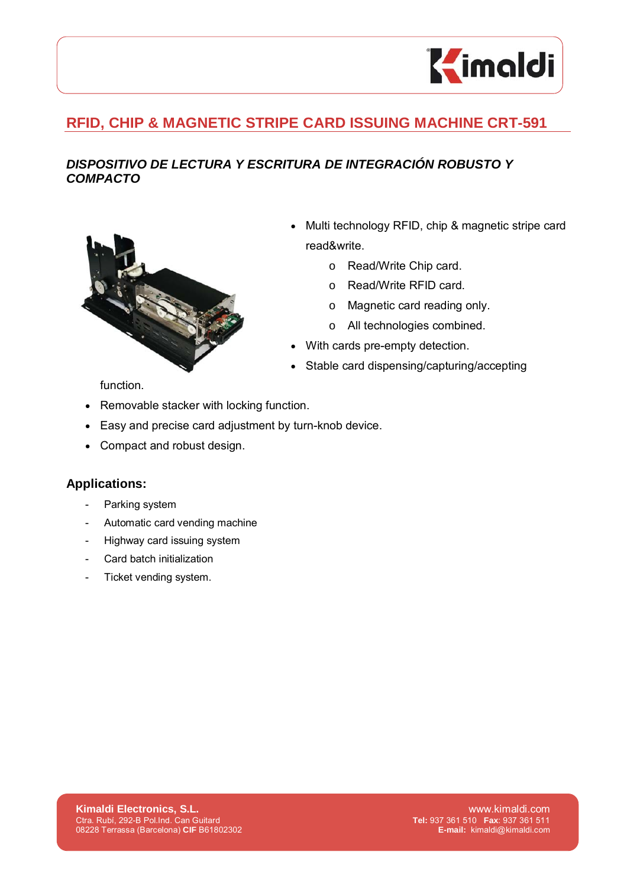# RFID, CHIP & MAGNETIC STRIPE CARD ISSUING MACHINE CRT-591

***DISPOSITIVO DE LECTURA Y ESCRITURA DE INTEGRACIÓN ROBUSTO Y COMPACTO***

- Multi technology RFID, chip & magnetic stripe card read&write.
  - Read/Write Chip card.
  - Read/Write RFID card.
  - Magnetic card reading only.
  - All technologies combined.
- With cards pre-empty detection.
- Stable card dispensing/capturing/accepting function.
- Removable stacker with locking function.
- Easy and precise card adjustment by turn-knob device.
- Compact and robust design.

**Applications:**

- Parking system
- Automatic card vending machine
- Highway card issuing system
- Card batch initialization
- Ticket vending system.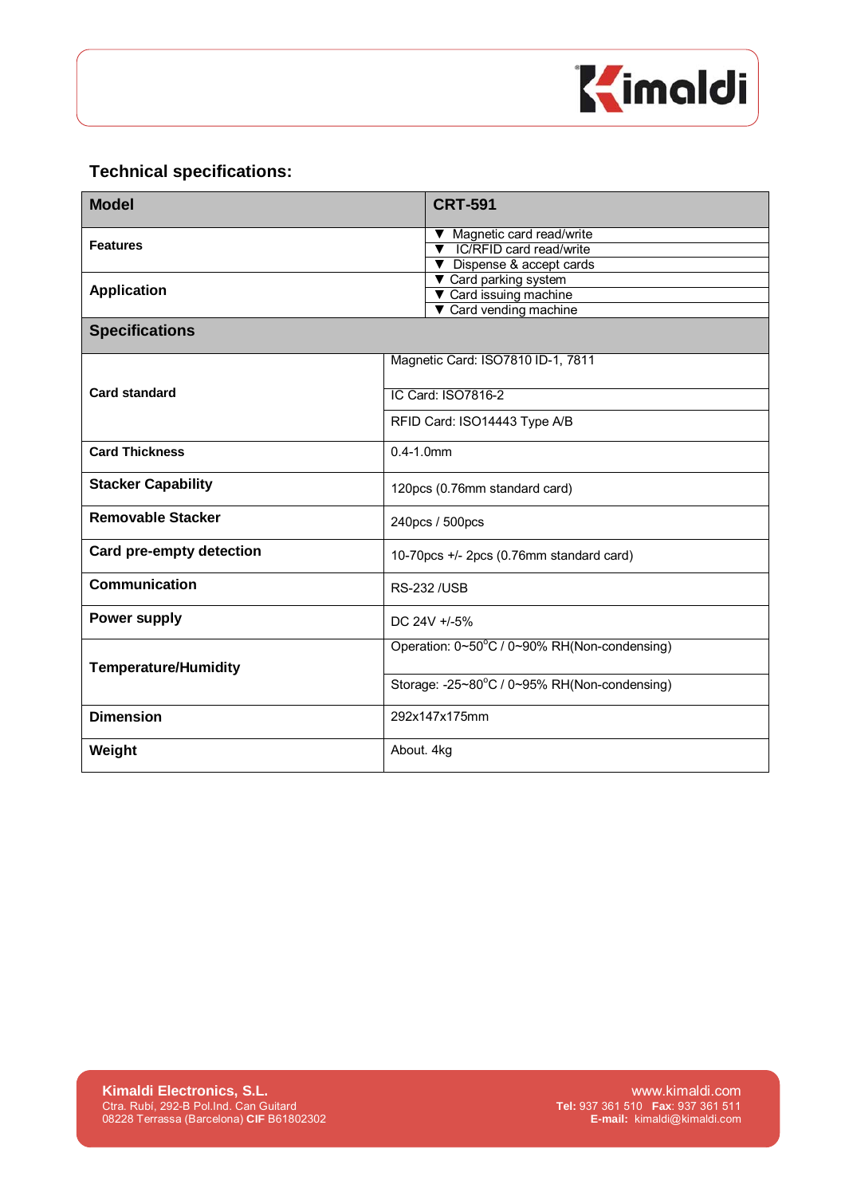## Technical specifications:

| Model | CRT-591 |
|---|---|
| **Features** | ▼ Magnetic card read/write<br>▼ IC/RFID card read/write<br>▼ Dispense & accept cards |
| **Application** | ▼ Card parking system<br>▼ Card issuing machine<br>▼ Card vending machine |
| **Specifications** | |
| **Card standard** | Magnetic Card: ISO7810 ID-1, 7811 |
| | IC Card: ISO7816-2 |
| | RFID Card: ISO14443 Type A/B |
| **Card Thickness** | 0.4-1.0mm |
| **Stacker Capability** | 120pcs (0.76mm standard card) |
| **Removable Stacker** | 240pcs / 500pcs |
| **Card pre-empty detection** | 10-70pcs +/- 2pcs (0.76mm standard card) |
| **Communication** | RS-232 /USB |
| **Power supply** | DC 24V +/-5% |
| **Temperature/Humidity** | Operation: 0~50°C / 0~90% RH(Non-condensing) |
| | Storage: -25~80°C / 0~95% RH(Non-condensing) |
| **Dimension** | 292x147x175mm |
| **Weight** | About. 4kg |